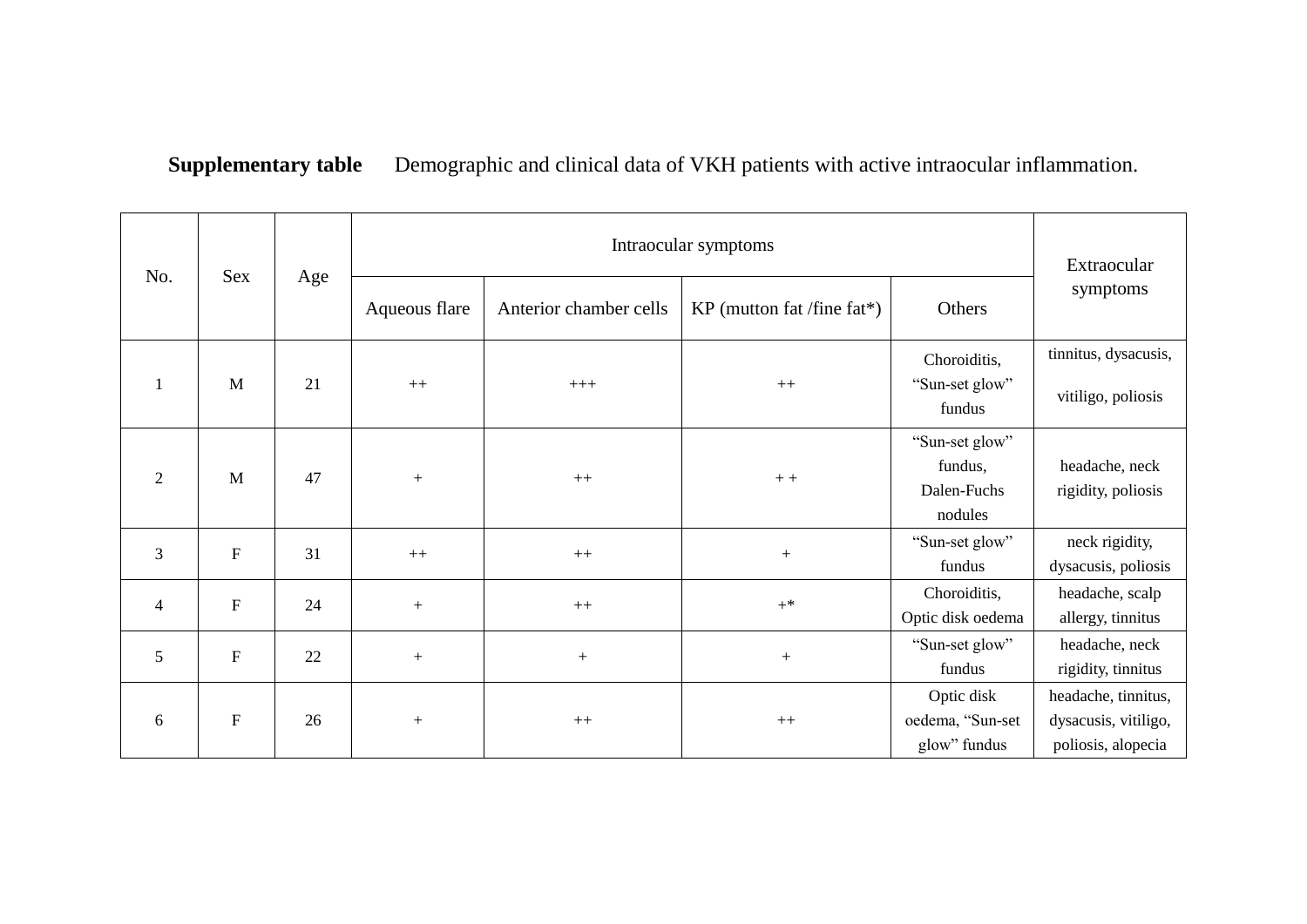**Supplementary table** Demographic and clinical data of VKH patients with active intraocular inflammation.

| No. | Sex | Age | Intraocular symptoms | | | | Extraocular symptoms |
|---|---|---|---|---|---|---|---|
| | | | Aqueous flare | Anterior chamber cells | KP (mutton fat /fine fat*) | Others | |
| 1 | M | 21 | ++ | +++ | ++ | Choroiditis, "Sun-set glow" fundus | tinnitus, dysacusis, vitiligo, poliosis |
| 2 | M | 47 | + | ++ | + + | "Sun-set glow" fundus, Dalen-Fuchs nodules | headache, neck rigidity, poliosis |
| 3 | F | 31 | ++ | ++ | + | "Sun-set glow" fundus | neck rigidity, dysacusis, poliosis |
| 4 | F | 24 | + | ++ | +* | Choroiditis, Optic disk oedema | headache, scalp allergy, tinnitus |
| 5 | F | 22 | + | + | + | "Sun-set glow" fundus | headache, neck rigidity, tinnitus |
| 6 | F | 26 | + | ++ | ++ | Optic disk oedema, "Sun-set glow" fundus | headache, tinnitus, dysacusis, vitiligo, poliosis, alopecia |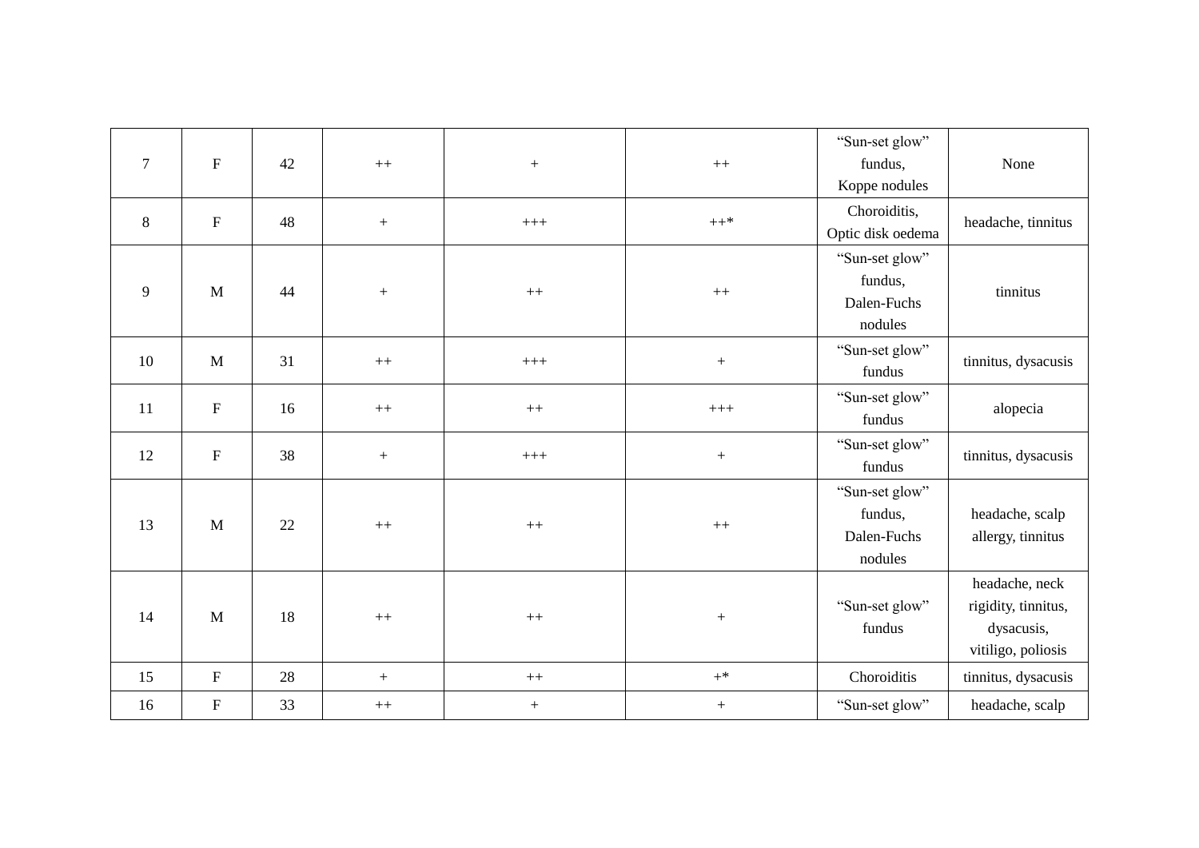| | | | | | | | |
|---|---|---|---|---|---|---|---|
| 7 | F | 42 | ++ | + | ++ | “Sun-set glow” fundus, Koppe nodules | None |
| 8 | F | 48 | + | +++ | ++* | Choroiditis, Optic disk oedema | headache, tinnitus |
| 9 | M | 44 | + | ++ | ++ | “Sun-set glow” fundus, Dalen-Fuchs nodules | tinnitus |
| 10 | M | 31 | ++ | +++ | + | “Sun-set glow” fundus | tinnitus, dysacusis |
| 11 | F | 16 | ++ | ++ | +++ | “Sun-set glow” fundus | alopecia |
| 12 | F | 38 | + | +++ | + | “Sun-set glow” fundus | tinnitus, dysacusis |
| 13 | M | 22 | ++ | ++ | ++ | “Sun-set glow” fundus, Dalen-Fuchs nodules | headache, scalp allergy, tinnitus |
| 14 | M | 18 | ++ | ++ | + | “Sun-set glow” fundus | headache, neck rigidity, tinnitus, dysacusis, vitiligo, poliosis |
| 15 | F | 28 | + | ++ | +* | Choroiditis | tinnitus, dysacusis |
| 16 | F | 33 | ++ | + | + | “Sun-set glow” | headache, scalp |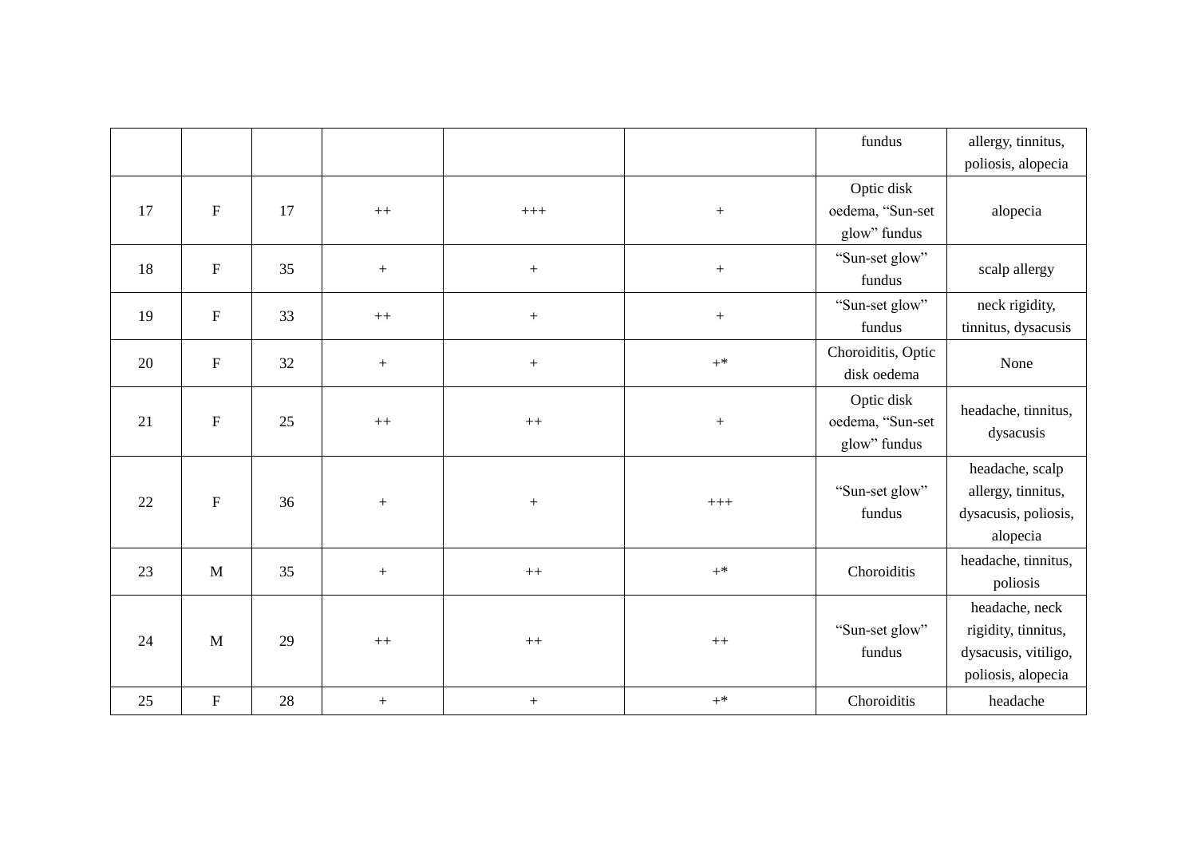| | | | | | | | |
|---|---|---|---|---|---|---|---|
| | | | | | | fundus | allergy, tinnitus, poliosis, alopecia |
| 17 | F | 17 | ++ | +++ | + | Optic disk oedema, "Sun-set glow" fundus | alopecia |
| 18 | F | 35 | + | + | + | "Sun-set glow" fundus | scalp allergy |
| 19 | F | 33 | ++ | + | + | "Sun-set glow" fundus | neck rigidity, tinnitus, dysacusis |
| 20 | F | 32 | + | + | +* | Choroiditis, Optic disk oedema | None |
| 21 | F | 25 | ++ | ++ | + | Optic disk oedema, "Sun-set glow" fundus | headache, tinnitus, dysacusis |
| 22 | F | 36 | + | + | +++ | "Sun-set glow" fundus | headache, scalp allergy, tinnitus, dysacusis, poliosis, alopecia |
| 23 | M | 35 | + | ++ | +* | Choroiditis | headache, tinnitus, poliosis |
| 24 | M | 29 | ++ | ++ | ++ | "Sun-set glow" fundus | headache, neck rigidity, tinnitus, dysacusis, vitiligo, poliosis, alopecia |
| 25 | F | 28 | + | + | +* | Choroiditis | headache |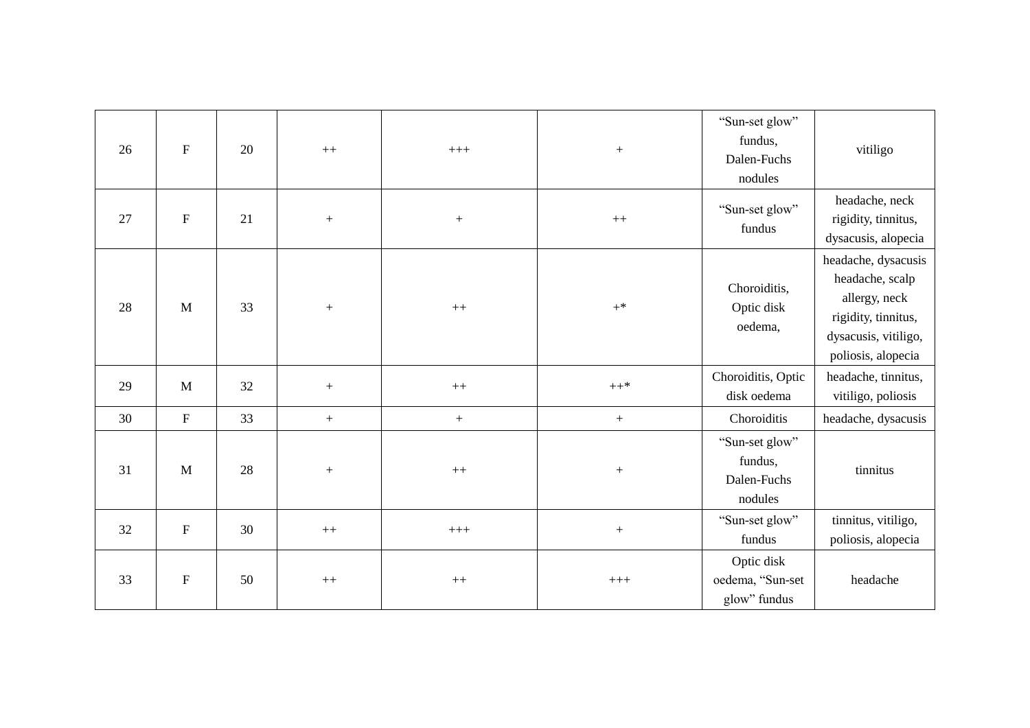| 26 | F | 20 | ++ | +++ | + | "Sun-set glow" fundus, Dalen-Fuchs nodules | vitiligo |
|---|---|---|---|---|---|---|---|
| 27 | F | 21 | + | + | ++ | "Sun-set glow" fundus | headache, neck rigidity, tinnitus, dysacusis, alopecia |
| 28 | M | 33 | + | ++ | +* | Choroiditis, Optic disk oedema, | headache, dysacusis headache, scalp allergy, neck rigidity, tinnitus, dysacusis, vitiligo, poliosis, alopecia |
| 29 | M | 32 | + | ++ | ++* | Choroiditis, Optic disk oedema | headache, tinnitus, vitiligo, poliosis |
| 30 | F | 33 | + | + | + | Choroiditis | headache, dysacusis |
| 31 | M | 28 | + | ++ | + | "Sun-set glow" fundus, Dalen-Fuchs nodules | tinnitus |
| 32 | F | 30 | ++ | +++ | + | "Sun-set glow" fundus | tinnitus, vitiligo, poliosis, alopecia |
| 33 | F | 50 | ++ | ++ | +++ | Optic disk oedema, "Sun-set glow" fundus | headache |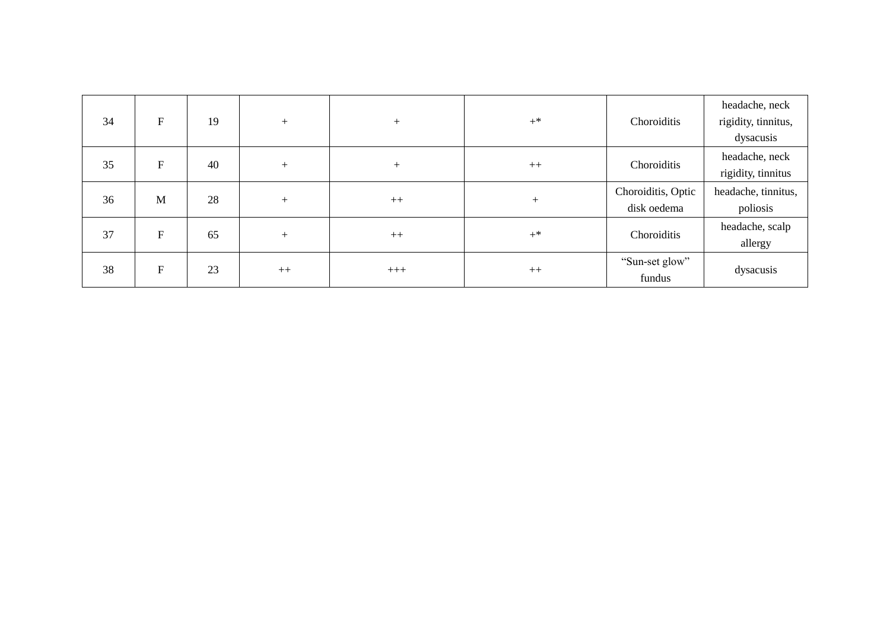| | | | | | | | |
|---|---|---|---|---|---|---|---|
| 34 | F | 19 | + | + | +* | Choroiditis | headache, neck rigidity, tinnitus, dysacusis |
| 35 | F | 40 | + | + | ++ | Choroiditis | headache, neck rigidity, tinnitus |
| 36 | M | 28 | + | ++ | + | Choroiditis, Optic disk oedema | headache, tinnitus, poliosis |
| 37 | F | 65 | + | ++ | +* | Choroiditis | headache, scalp allergy |
| 38 | F | 23 | ++ | +++ | ++ | "Sun-set glow" fundus | dysacusis |